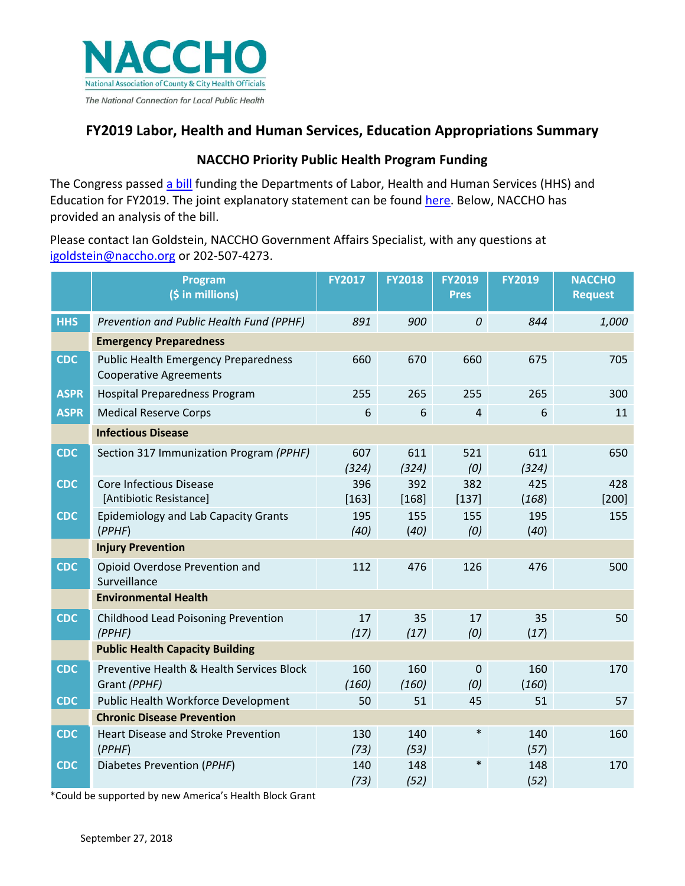# NACCHO

National Association of County & City Health Officials

*The National Connection for Local Public Health*

## FY2019 Labor, Health and Human Services, Education Appropriations Summary

### NACCHO Priority Public Health Program Funding

The Congress passed a bill funding the Departments of Labor, Health and Human Services (HHS) and Education for FY2019. The joint explanatory statement can be found here. Below, NACCHO has provided an analysis of the bill.

Please contact Ian Goldstein, NACCHO Government Affairs Specialist, with any questions at igoldstein@naccho.org or 202-507-4273.

| | Program ($ in millions) | FY2017 | FY2018 | FY2019 Pres | FY2019 | NACCHO Request |
|---|---|---|---|---|---|---|
| HHS | *Prevention and Public Health Fund (PPHF)* | *891* | *900* | *0* | *844* | *1,000* |
| | **Emergency Preparedness** | | | | | |
| CDC | Public Health Emergency Preparedness Cooperative Agreements | 660 | 670 | 660 | 675 | 705 |
| ASPR | Hospital Preparedness Program | 255 | 265 | 255 | 265 | 300 |
| ASPR | Medical Reserve Corps | 6 | 6 | 4 | 6 | 11 |
| | **Infectious Disease** | | | | | |
| CDC | Section 317 Immunization Program *(PPHF)* | 607 *(324)* | 611 *(324)* | 521 *(0)* | 611 *(324)* | 650 |
| CDC | Core Infectious Disease [Antibiotic Resistance] | 396 [163] | 392 [168] | 382 [137] | 425 *(168)* | 428 [200] |
| CDC | Epidemiology and Lab Capacity Grants (*PPHF*) | 195 *(40)* | 155 *(40)* | 155 *(0)* | 195 *(40)* | 155 |
| | **Injury Prevention** | | | | | |
| CDC | Opioid Overdose Prevention and Surveillance | 112 | 476 | 126 | 476 | 500 |
| | **Environmental Health** | | | | | |
| CDC | Childhood Lead Poisoning Prevention *(PPHF)* | 17 *(17)* | 35 *(17)* | 17 *(0)* | 35 *(17)* | 50 |
| | **Public Health Capacity Building** | | | | | |
| CDC | Preventive Health & Health Services Block Grant *(PPHF)* | 160 *(160)* | 160 *(160)* | 0 *(0)* | 160 *(160)* | 170 |
| CDC | Public Health Workforce Development | 50 | 51 | 45 | 51 | 57 |
| | **Chronic Disease Prevention** | | | | | |
| CDC | Heart Disease and Stroke Prevention (*PPHF*) | 130 *(73)* | 140 *(53)* | * | 140 *(57)* | 160 |
| CDC | Diabetes Prevention (*PPHF*) | 140 *(73)* | 148 *(52)* | * | 148 *(52)* | 170 |

*Could be supported by new America's Health Block Grant

September 27, 2018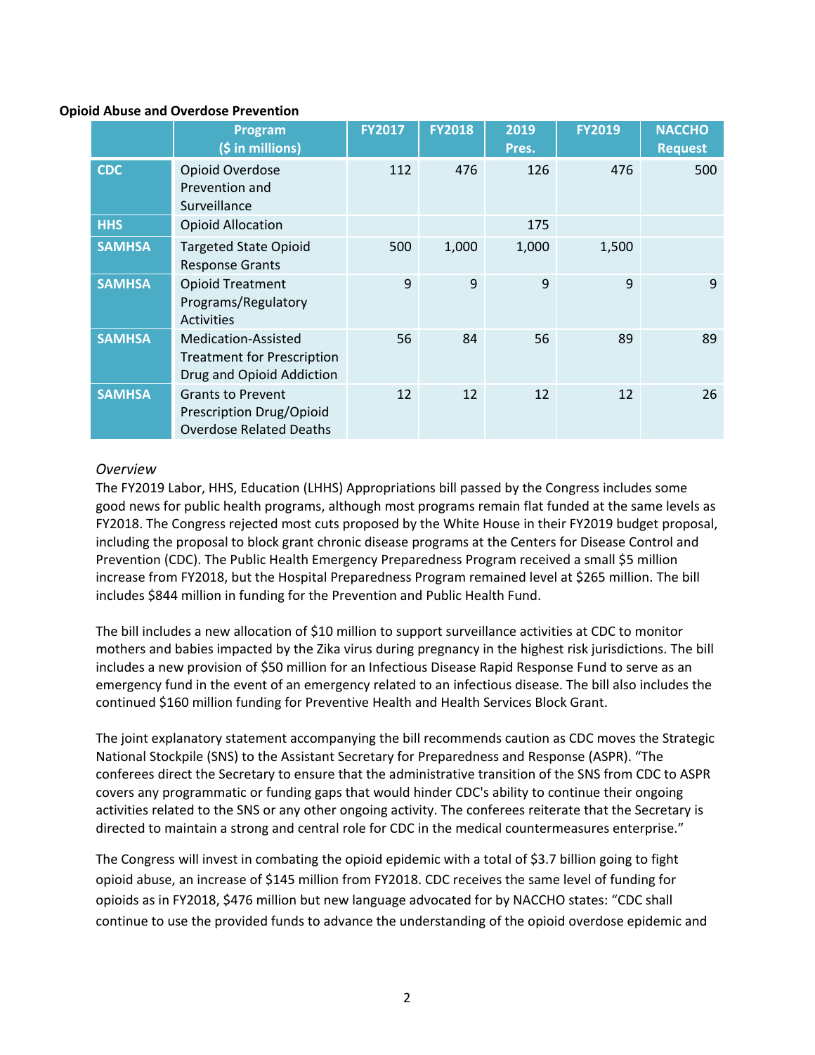**Opioid Abuse and Overdose Prevention**

| | Program ($ in millions) | FY2017 | FY2018 | 2019 Pres. | FY2019 | NACCHO Request |
|---|---|---|---|---|---|---|
| **CDC** | Opioid Overdose Prevention and Surveillance | 112 | 476 | 126 | 476 | 500 |
| **HHS** | Opioid Allocation | | | 175 | | |
| **SAMHSA** | Targeted State Opioid Response Grants | 500 | 1,000 | 1,000 | 1,500 | |
| **SAMHSA** | Opioid Treatment Programs/Regulatory Activities | 9 | 9 | 9 | 9 | 9 |
| **SAMHSA** | Medication-Assisted Treatment for Prescription Drug and Opioid Addiction | 56 | 84 | 56 | 89 | 89 |
| **SAMHSA** | Grants to Prevent Prescription Drug/Opioid Overdose Related Deaths | 12 | 12 | 12 | 12 | 26 |

*Overview*

The FY2019 Labor, HHS, Education (LHHS) Appropriations bill passed by the Congress includes some good news for public health programs, although most programs remain flat funded at the same levels as FY2018. The Congress rejected most cuts proposed by the White House in their FY2019 budget proposal, including the proposal to block grant chronic disease programs at the Centers for Disease Control and Prevention (CDC). The Public Health Emergency Preparedness Program received a small $5 million increase from FY2018, but the Hospital Preparedness Program remained level at $265 million. The bill includes $844 million in funding for the Prevention and Public Health Fund.

The bill includes a new allocation of $10 million to support surveillance activities at CDC to monitor mothers and babies impacted by the Zika virus during pregnancy in the highest risk jurisdictions. The bill includes a new provision of $50 million for an Infectious Disease Rapid Response Fund to serve as an emergency fund in the event of an emergency related to an infectious disease. The bill also includes the continued $160 million funding for Preventive Health and Health Services Block Grant.

The joint explanatory statement accompanying the bill recommends caution as CDC moves the Strategic National Stockpile (SNS) to the Assistant Secretary for Preparedness and Response (ASPR). "The conferees direct the Secretary to ensure that the administrative transition of the SNS from CDC to ASPR covers any programmatic or funding gaps that would hinder CDC's ability to continue their ongoing activities related to the SNS or any other ongoing activity. The conferees reiterate that the Secretary is directed to maintain a strong and central role for CDC in the medical countermeasures enterprise."

The Congress will invest in combating the opioid epidemic with a total of $3.7 billion going to fight opioid abuse, an increase of $145 million from FY2018. CDC receives the same level of funding for opioids as in FY2018, $476 million but new language advocated for by NACCHO states: "CDC shall continue to use the provided funds to advance the understanding of the opioid overdose epidemic and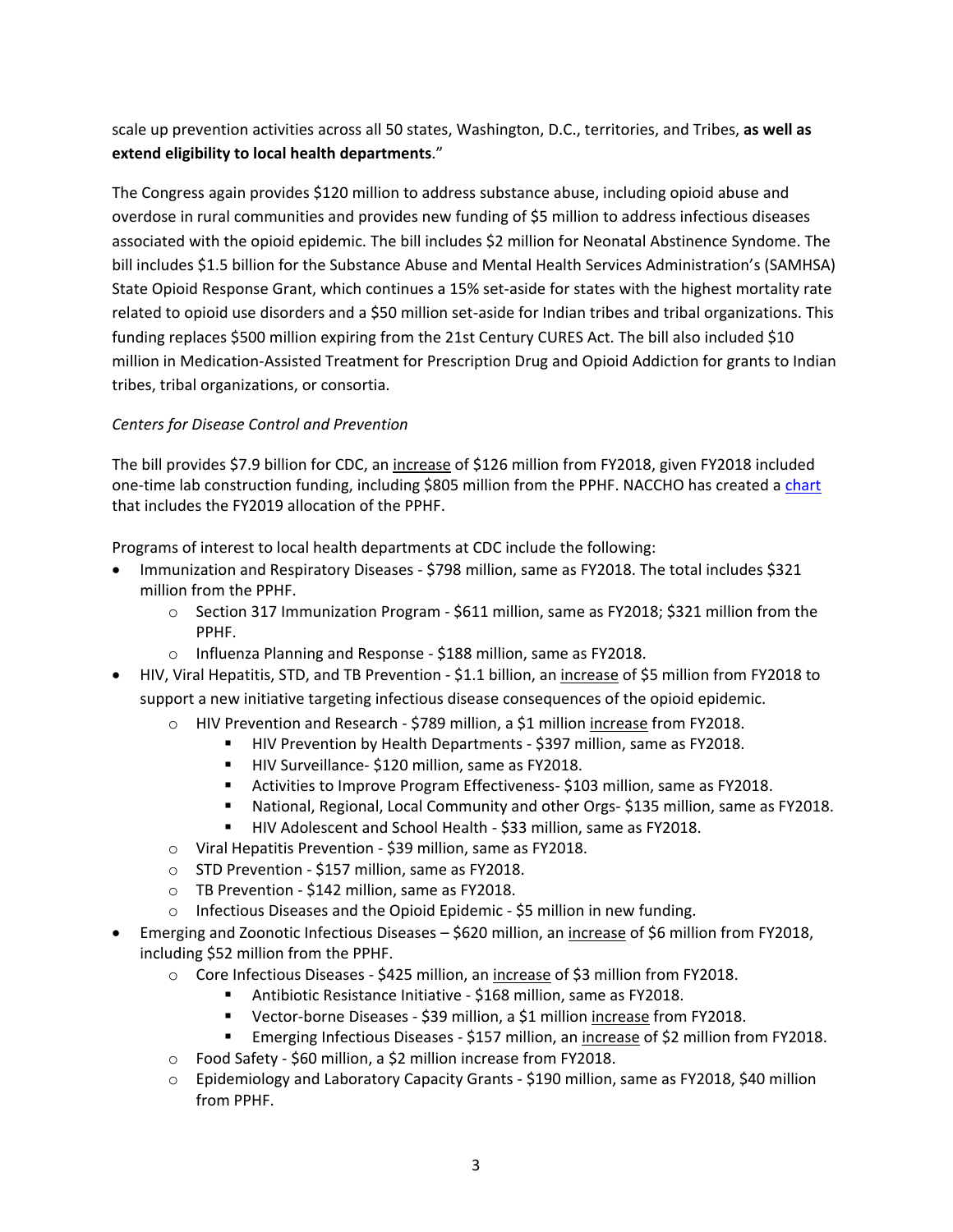scale up prevention activities across all 50 states, Washington, D.C., territories, and Tribes, **as well as extend eligibility to local health departments**."

The Congress again provides $120 million to address substance abuse, including opioid abuse and overdose in rural communities and provides new funding of $5 million to address infectious diseases associated with the opioid epidemic. The bill includes $2 million for Neonatal Abstinence Syndome. The bill includes $1.5 billion for the Substance Abuse and Mental Health Services Administration's (SAMHSA) State Opioid Response Grant, which continues a 15% set-aside for states with the highest mortality rate related to opioid use disorders and a $50 million set-aside for Indian tribes and tribal organizations. This funding replaces $500 million expiring from the 21st Century CURES Act. The bill also included $10 million in Medication-Assisted Treatment for Prescription Drug and Opioid Addiction for grants to Indian tribes, tribal organizations, or consortia.

*Centers for Disease Control and Prevention*

The bill provides $7.9 billion for CDC, an <u>increase</u> of $126 million from FY2018, given FY2018 included one-time lab construction funding, including $805 million from the PPHF. NACCHO has created a chart that includes the FY2019 allocation of the PPHF.

Programs of interest to local health departments at CDC include the following:

- Immunization and Respiratory Diseases - $798 million, same as FY2018. The total includes $321 million from the PPHF.
  - Section 317 Immunization Program - $611 million, same as FY2018; $321 million from the PPHF.
  - Influenza Planning and Response - $188 million, same as FY2018.
- HIV, Viral Hepatitis, STD, and TB Prevention - $1.1 billion, an <u>increase</u> of $5 million from FY2018 to support a new initiative targeting infectious disease consequences of the opioid epidemic.
  - HIV Prevention and Research - $789 million, a $1 million <u>increase</u> from FY2018.
    - HIV Prevention by Health Departments - $397 million, same as FY2018.
    - HIV Surveillance- $120 million, same as FY2018.
    - Activities to Improve Program Effectiveness- $103 million, same as FY2018.
    - National, Regional, Local Community and other Orgs- $135 million, same as FY2018.
    - HIV Adolescent and School Health - $33 million, same as FY2018.
  - Viral Hepatitis Prevention - $39 million, same as FY2018.
  - STD Prevention - $157 million, same as FY2018.
  - TB Prevention - $142 million, same as FY2018.
  - Infectious Diseases and the Opioid Epidemic - $5 million in new funding.
- Emerging and Zoonotic Infectious Diseases – $620 million, an <u>increase</u> of $6 million from FY2018, including $52 million from the PPHF.
  - Core Infectious Diseases - $425 million, an <u>increase</u> of $3 million from FY2018.
    - Antibiotic Resistance Initiative - $168 million, same as FY2018.
    - Vector-borne Diseases - $39 million, a $1 million <u>increase</u> from FY2018.
    - Emerging Infectious Diseases - $157 million, an <u>increase</u> of $2 million from FY2018.
  - Food Safety - $60 million, a $2 million increase from FY2018.
  - Epidemiology and Laboratory Capacity Grants - $190 million, same as FY2018, $40 million from PPHF.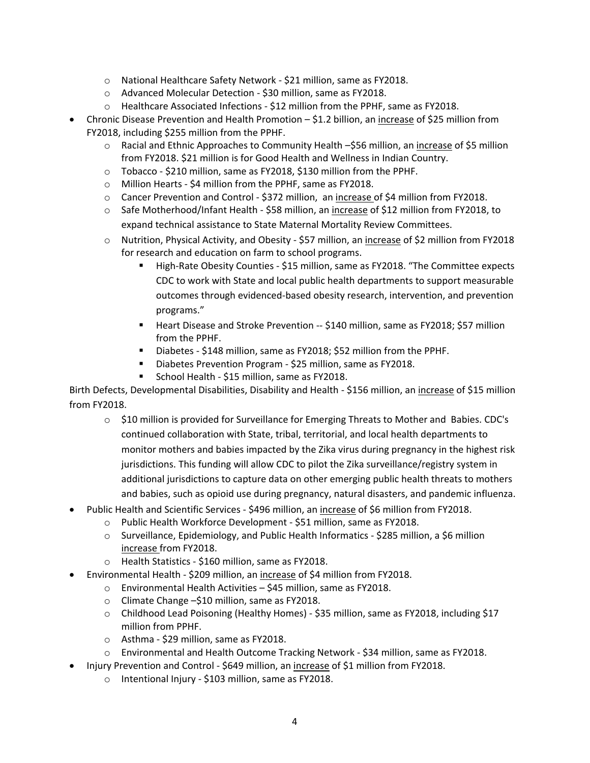- National Healthcare Safety Network - $21 million, same as FY2018.
    - Advanced Molecular Detection - $30 million, same as FY2018.
    - Healthcare Associated Infections - $12 million from the PPHF, same as FY2018.
- Chronic Disease Prevention and Health Promotion – $1.2 billion, an <u>increase</u> of $25 million from FY2018, including $255 million from the PPHF.
    - Racial and Ethnic Approaches to Community Health –$56 million, an <u>increase</u> of $5 million from FY2018. $21 million is for Good Health and Wellness in Indian Country.
    - Tobacco - $210 million, same as FY2018, $130 million from the PPHF.
    - Million Hearts - $4 million from the PPHF, same as FY2018.
    - Cancer Prevention and Control - $372 million, an <u>increase</u> of $4 million from FY2018.
    - Safe Motherhood/Infant Health - $58 million, an <u>increase</u> of $12 million from FY2018, to expand technical assistance to State Maternal Mortality Review Committees.
    - Nutrition, Physical Activity, and Obesity - $57 million, an <u>increase</u> of $2 million from FY2018 for research and education on farm to school programs.
        - High-Rate Obesity Counties - $15 million, same as FY2018. "The Committee expects CDC to work with State and local public health departments to support measurable outcomes through evidenced-based obesity research, intervention, and prevention programs."
        - Heart Disease and Stroke Prevention -- $140 million, same as FY2018; $57 million from the PPHF.
        - Diabetes - $148 million, same as FY2018; $52 million from the PPHF.
        - Diabetes Prevention Program - $25 million, same as FY2018.
        - School Health - $15 million, same as FY2018.

Birth Defects, Developmental Disabilities, Disability and Health - $156 million, an <u>increase</u> of $15 million from FY2018.

    - $10 million is provided for Surveillance for Emerging Threats to Mother and Babies. CDC's continued collaboration with State, tribal, territorial, and local health departments to monitor mothers and babies impacted by the Zika virus during pregnancy in the highest risk jurisdictions. This funding will allow CDC to pilot the Zika surveillance/registry system in additional jurisdictions to capture data on other emerging public health threats to mothers and babies, such as opioid use during pregnancy, natural disasters, and pandemic influenza.

- Public Health and Scientific Services - $496 million, an <u>increase</u> of $6 million from FY2018.
    - Public Health Workforce Development - $51 million, same as FY2018.
    - Surveillance, Epidemiology, and Public Health Informatics - $285 million, a $6 million <u>increase</u> from FY2018.
    - Health Statistics - $160 million, same as FY2018.
- Environmental Health - $209 million, an <u>increase</u> of $4 million from FY2018.
    - Environmental Health Activities – $45 million, same as FY2018.
    - Climate Change –$10 million, same as FY2018.
    - Childhood Lead Poisoning (Healthy Homes) - $35 million, same as FY2018, including $17 million from PPHF.
    - Asthma - $29 million, same as FY2018.
    - Environmental and Health Outcome Tracking Network - $34 million, same as FY2018.
- Injury Prevention and Control - $649 million, an <u>increase</u> of $1 million from FY2018.
    - Intentional Injury - $103 million, same as FY2018.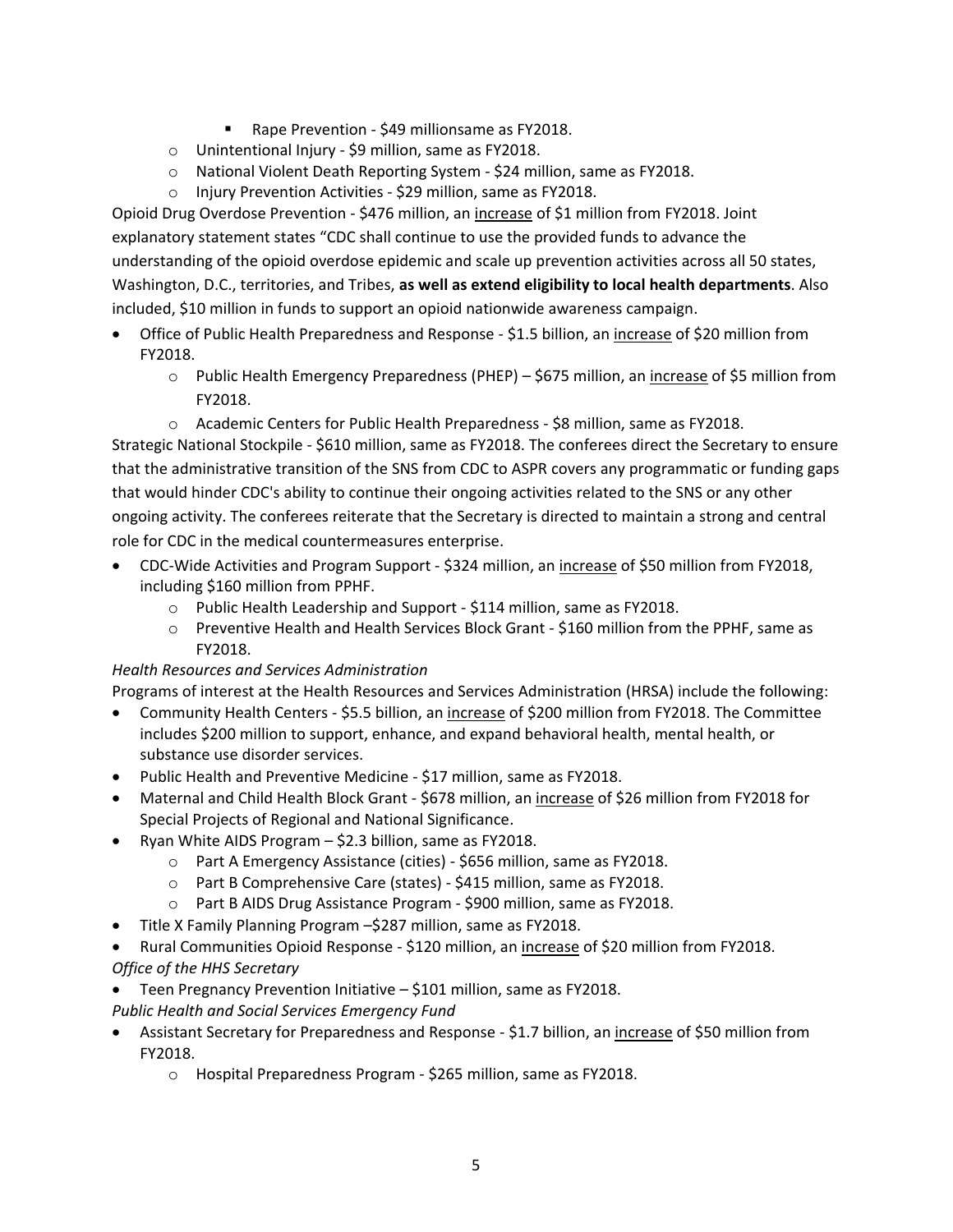- Rape Prevention - $49 millionsame as FY2018.
    - Unintentional Injury - $9 million, same as FY2018.
    - National Violent Death Reporting System - $24 million, same as FY2018.
    - Injury Prevention Activities - $29 million, same as FY2018.

Opioid Drug Overdose Prevention - $476 million, an <u>increase</u> of $1 million from FY2018. Joint explanatory statement states "CDC shall continue to use the provided funds to advance the understanding of the opioid overdose epidemic and scale up prevention activities across all 50 states, Washington, D.C., territories, and Tribes, **as well as extend eligibility to local health departments**. Also included, $10 million in funds to support an opioid nationwide awareness campaign.

- Office of Public Health Preparedness and Response - $1.5 billion, an <u>increase</u> of $20 million from FY2018.
    - Public Health Emergency Preparedness (PHEP) – $675 million, an <u>increase</u> of $5 million from FY2018.
    - Academic Centers for Public Health Preparedness - $8 million, same as FY2018.

Strategic National Stockpile - $610 million, same as FY2018. The conferees direct the Secretary to ensure that the administrative transition of the SNS from CDC to ASPR covers any programmatic or funding gaps that would hinder CDC's ability to continue their ongoing activities related to the SNS or any other ongoing activity. The conferees reiterate that the Secretary is directed to maintain a strong and central role for CDC in the medical countermeasures enterprise.

- CDC-Wide Activities and Program Support - $324 million, an <u>increase</u> of $50 million from FY2018, including $160 million from PPHF.
    - Public Health Leadership and Support - $114 million, same as FY2018.
    - Preventive Health and Health Services Block Grant - $160 million from the PPHF, same as FY2018.

*Health Resources and Services Administration*

Programs of interest at the Health Resources and Services Administration (HRSA) include the following:

- Community Health Centers - $5.5 billion, an <u>increase</u> of $200 million from FY2018. The Committee includes $200 million to support, enhance, and expand behavioral health, mental health, or substance use disorder services.
- Public Health and Preventive Medicine - $17 million, same as FY2018.
- Maternal and Child Health Block Grant - $678 million, an <u>increase</u> of $26 million from FY2018 for Special Projects of Regional and National Significance.
- Ryan White AIDS Program – $2.3 billion, same as FY2018.
    - Part A Emergency Assistance (cities) - $656 million, same as FY2018.
    - Part B Comprehensive Care (states) - $415 million, same as FY2018.
    - Part B AIDS Drug Assistance Program - $900 million, same as FY2018.
- Title X Family Planning Program –$287 million, same as FY2018.
- Rural Communities Opioid Response - $120 million, an <u>increase</u> of $20 million from FY2018.

*Office of the HHS Secretary*

- Teen Pregnancy Prevention Initiative – $101 million, same as FY2018.

*Public Health and Social Services Emergency Fund*

- Assistant Secretary for Preparedness and Response - $1.7 billion, an <u>increase</u> of $50 million from FY2018.
    - Hospital Preparedness Program - $265 million, same as FY2018.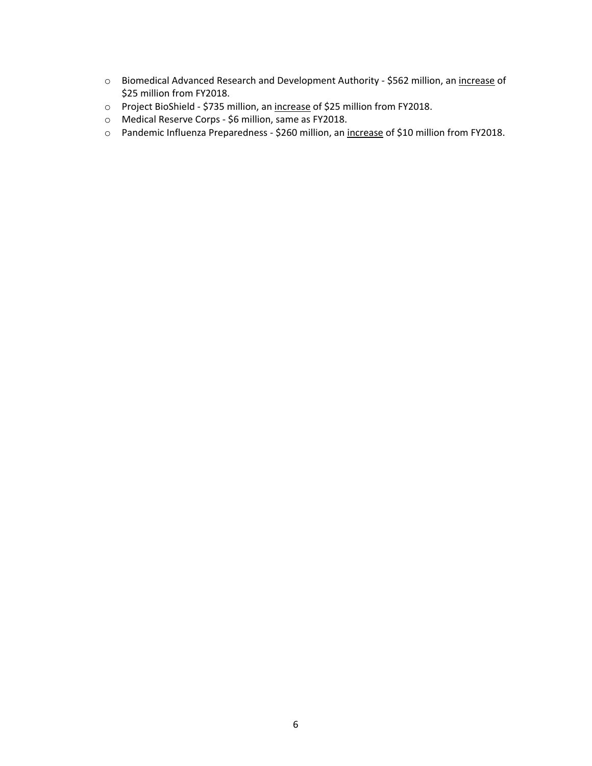- Biomedical Advanced Research and Development Authority - \$562 million, an <u>increase</u> of \$25 million from FY2018.
- Project BioShield - \$735 million, an <u>increase</u> of \$25 million from FY2018.
- Medical Reserve Corps - \$6 million, same as FY2018.
- Pandemic Influenza Preparedness - \$260 million, an <u>increase</u> of \$10 million from FY2018.